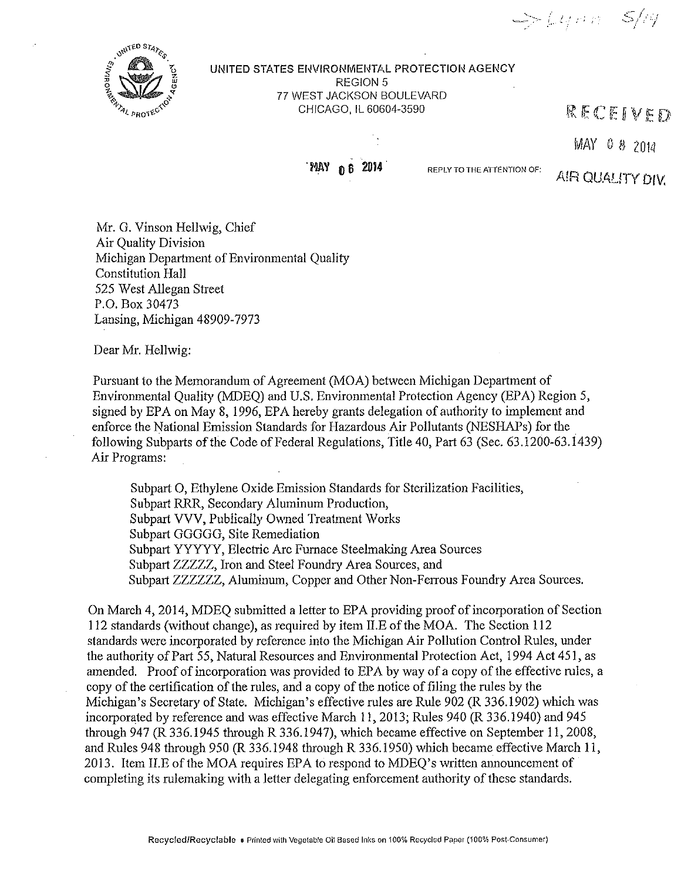UNITED STATES ENVIRONMENTAL PROTECTION AGENCY
REGION 5
77 WEST JACKSON BOULEVARD
CHICAGO, IL 60604-3590

RECEIVED
MAY 08 2014
AIR QUALITY DIV.

MAY 06 2014

REPLY TO THE ATTENTION OF:

Mr. G. Vinson Hellwig, Chief
Air Quality Division
Michigan Department of Environmental Quality
Constitution Hall
525 West Allegan Street
P.O. Box 30473
Lansing, Michigan 48909-7973

Dear Mr. Hellwig:

Pursuant to the Memorandum of Agreement (MOA) between Michigan Department of Environmental Quality (MDEQ) and U.S. Environmental Protection Agency (EPA) Region 5, signed by EPA on May 8, 1996, EPA hereby grants delegation of authority to implement and enforce the National Emission Standards for Hazardous Air Pollutants (NESHAPs) for the following Subparts of the Code of Federal Regulations, Title 40, Part 63 (Sec. 63.1200-63.1439) Air Programs:

> Subpart O, Ethylene Oxide Emission Standards for Sterilization Facilities,
> Subpart RRR, Secondary Aluminum Production,
> Subpart VVV, Publically Owned Treatment Works
> Subpart GGGGG, Site Remediation
> Subpart YYYYY, Electric Arc Furnace Steelmaking Area Sources
> Subpart ZZZZZ, Iron and Steel Foundry Area Sources, and
> Subpart ZZZZZZ, Aluminum, Copper and Other Non-Ferrous Foundry Area Sources.

On March 4, 2014, MDEQ submitted a letter to EPA providing proof of incorporation of Section 112 standards (without change), as required by item II.E of the MOA. The Section 112 standards were incorporated by reference into the Michigan Air Pollution Control Rules, under the authority of Part 55, Natural Resources and Environmental Protection Act, 1994 Act 451, as amended. Proof of incorporation was provided to EPA by way of a copy of the effective rules, a copy of the certification of the rules, and a copy of the notice of filing the rules by the Michigan's Secretary of State. Michigan's effective rules are Rule 902 (R 336.1902) which was incorporated by reference and was effective March 11, 2013; Rules 940 (R 336.1940) and 945 through 947 (R 336.1945 through R 336.1947), which became effective on September 11, 2008, and Rules 948 through 950 (R 336.1948 through R 336.1950) which became effective March 11, 2013. Item II.E of the MOA requires EPA to respond to MDEQ's written announcement of completing its rulemaking with a letter delegating enforcement authority of these standards.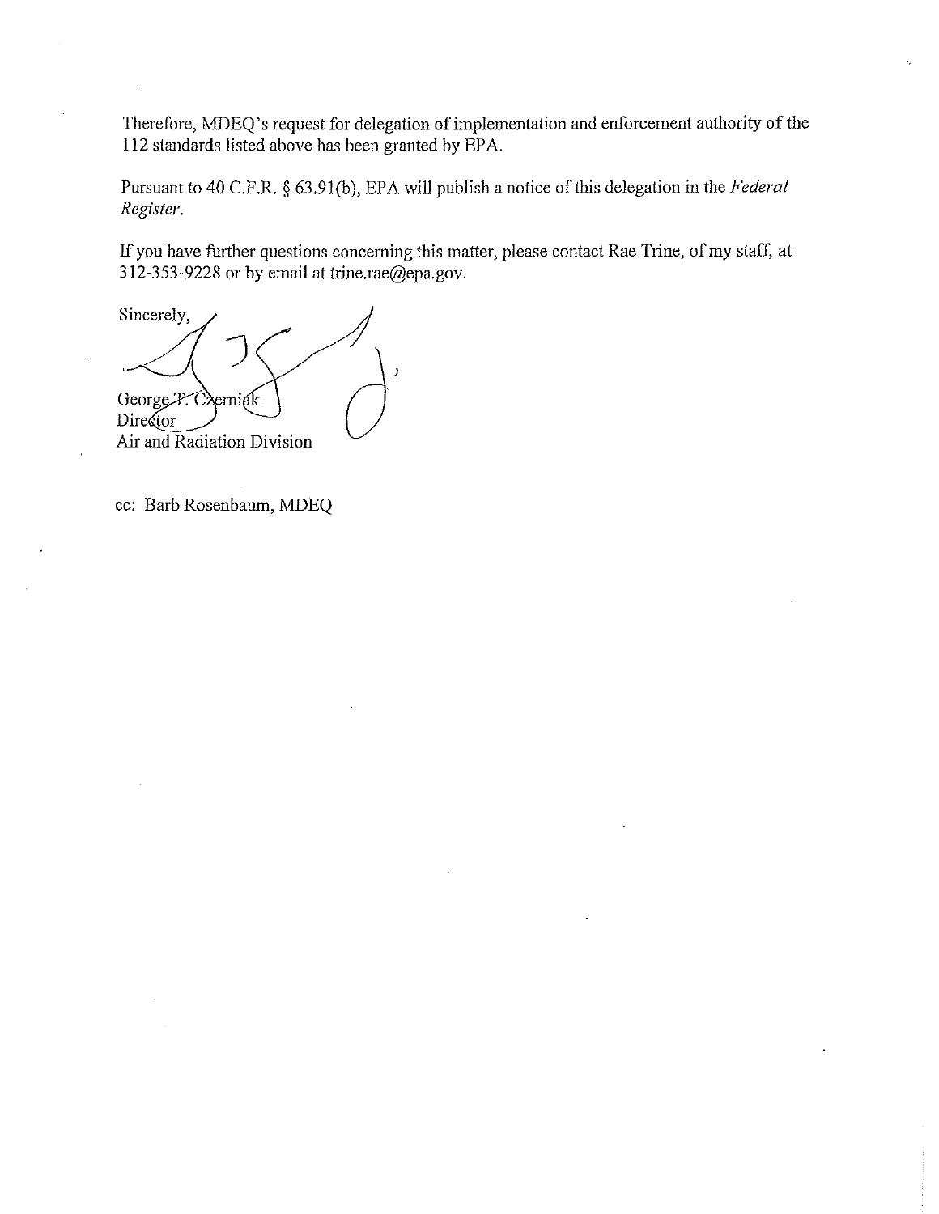Therefore, MDEQ's request for delegation of implementation and enforcement authority of the 112 standards listed above has been granted by EPA.

Pursuant to 40 C.F.R. § 63.91(b), EPA will publish a notice of this delegation in the *Federal Register*.

If you have further questions concerning this matter, please contact Rae Trine, of my staff, at 312-353-9228 or by email at trine.rae@epa.gov.

Sincerely,

George T. Czerniak
Director
Air and Radiation Division

cc: Barb Rosenbaum, MDEQ